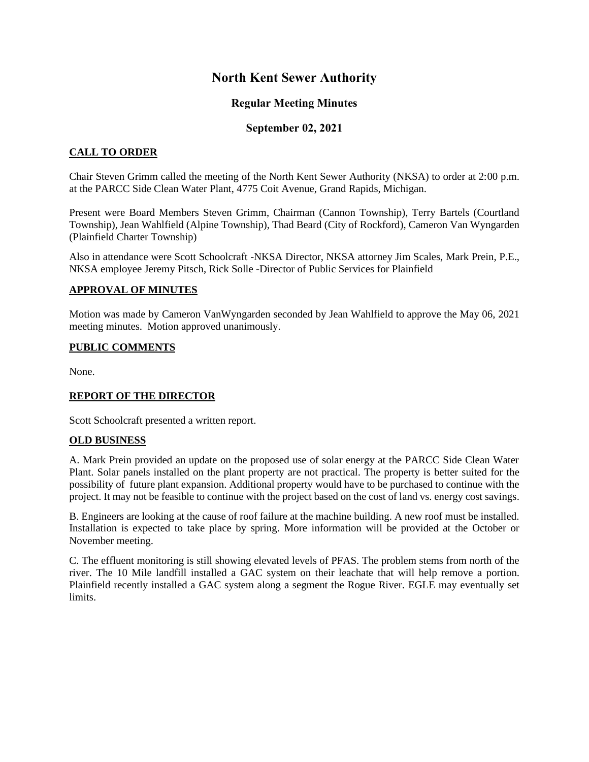# North Kent Sewer Authority

## Regular Meeting Minutes

## September 02, 2021

### CALL TO ORDER

Chair Steven Grimm called the meeting of the North Kent Sewer Authority (NKSA) to order at 2:00 p.m. at the PARCC Side Clean Water Plant, 4775 Coit Avenue, Grand Rapids, Michigan.

Present were Board Members Steven Grimm, Chairman (Cannon Township), Terry Bartels (Courtland Township), Jean Wahlfield (Alpine Township), Thad Beard (City of Rockford), Cameron Van Wyngarden (Plainfield Charter Township)

Also in attendance were Scott Schoolcraft -NKSA Director, NKSA attorney Jim Scales, Mark Prein, P.E., NKSA employee Jeremy Pitsch, Rick Solle -Director of Public Services for Plainfield

### APPROVAL OF MINUTES

Motion was made by Cameron VanWyngarden seconded by Jean Wahlfield to approve the May 06, 2021 meeting minutes. Motion approved unanimously.

### PUBLIC COMMENTS

None.

### REPORT OF THE DIRECTOR

Scott Schoolcraft presented a written report.

### OLD BUSINESS

A. Mark Prein provided an update on the proposed use of solar energy at the PARCC Side Clean Water Plant. Solar panels installed on the plant property are not practical. The property is better suited for the possibility of future plant expansion. Additional property would have to be purchased to continue with the project. It may not be feasible to continue with the project based on the cost of land vs. energy cost savings.

B. Engineers are looking at the cause of roof failure at the machine building. A new roof must be installed. Installation is expected to take place by spring. More information will be provided at the October or November meeting.

C. The effluent monitoring is still showing elevated levels of PFAS. The problem stems from north of the river. The 10 Mile landfill installed a GAC system on their leachate that will help remove a portion. Plainfield recently installed a GAC system along a segment the Rogue River. EGLE may eventually set limits.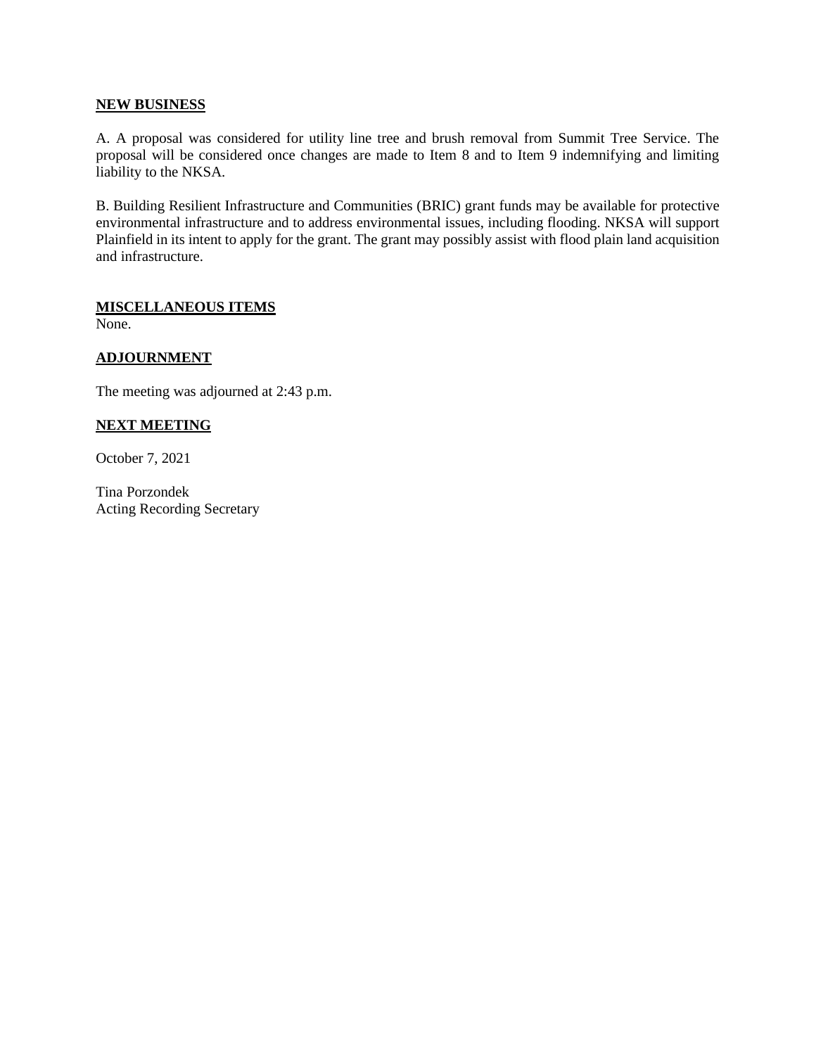**NEW BUSINESS**

A. A proposal was considered for utility line tree and brush removal from Summit Tree Service. The proposal will be considered once changes are made to Item 8 and to Item 9 indemnifying and limiting liability to the NKSA.

B. Building Resilient Infrastructure and Communities (BRIC) grant funds may be available for protective environmental infrastructure and to address environmental issues, including flooding. NKSA will support Plainfield in its intent to apply for the grant. The grant may possibly assist with flood plain land acquisition and infrastructure.

**MISCELLANEOUS ITEMS**

None.

**ADJOURNMENT**

The meeting was adjourned at 2:43 p.m.

**NEXT MEETING**

October 7, 2021

Tina Porzondek
Acting Recording Secretary